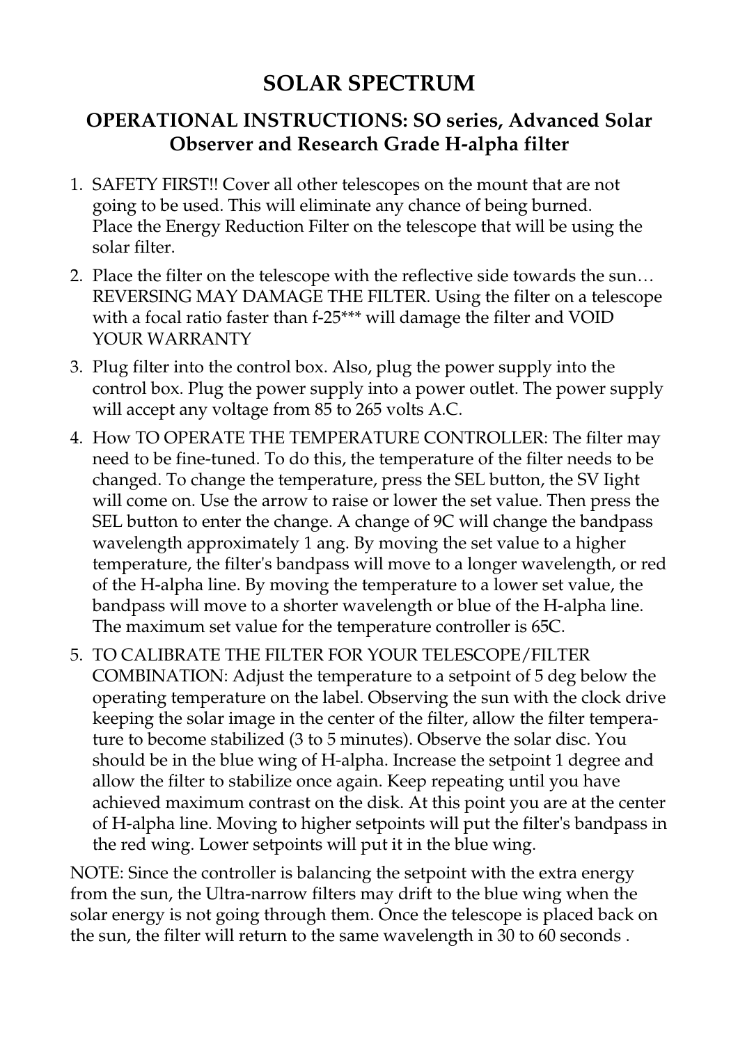# SOLAR SPECTRUM

## OPERATIONAL INSTRUCTIONS: SO series, Advanced Solar Observer and Research Grade H-alpha filter

1. SAFETY FIRST!! Cover all other telescopes on the mount that are not going to be used. This will eliminate any chance of being burned. Place the Energy Reduction Filter on the telescope that will be using the solar filter.
2. Place the filter on the telescope with the reflective side towards the sun… REVERSING MAY DAMAGE THE FILTER. Using the filter on a telescope with a focal ratio faster than f-25*** will damage the filter and VOID YOUR WARRANTY
3. Plug filter into the control box. Also, plug the power supply into the control box. Plug the power supply into a power outlet. The power supply will accept any voltage from 85 to 265 volts A.C.
4. How TO OPERATE THE TEMPERATURE CONTROLLER: The filter may need to be fine-tuned. To do this, the temperature of the filter needs to be changed. To change the temperature, press the SEL button, the SV light will come on. Use the arrow to raise or lower the set value. Then press the SEL button to enter the change. A change of 9C will change the bandpass wavelength approximately 1 ang. By moving the set value to a higher temperature, the filter's bandpass will move to a longer wavelength, or red of the H-alpha line. By moving the temperature to a lower set value, the bandpass will move to a shorter wavelength or blue of the H-alpha line. The maximum set value for the temperature controller is 65C.
5. TO CALIBRATE THE FILTER FOR YOUR TELESCOPE/FILTER COMBINATION: Adjust the temperature to a setpoint of 5 deg below the operating temperature on the label. Observing the sun with the clock drive keeping the solar image in the center of the filter, allow the filter temperature to become stabilized (3 to 5 minutes). Observe the solar disc. You should be in the blue wing of H-alpha. Increase the setpoint 1 degree and allow the filter to stabilize once again. Keep repeating until you have achieved maximum contrast on the disk. At this point you are at the center of H-alpha line. Moving to higher setpoints will put the filter's bandpass in the red wing. Lower setpoints will put it in the blue wing.

NOTE: Since the controller is balancing the setpoint with the extra energy from the sun, the Ultra-narrow filters may drift to the blue wing when the solar energy is not going through them. Once the telescope is placed back on the sun, the filter will return to the same wavelength in 30 to 60 seconds .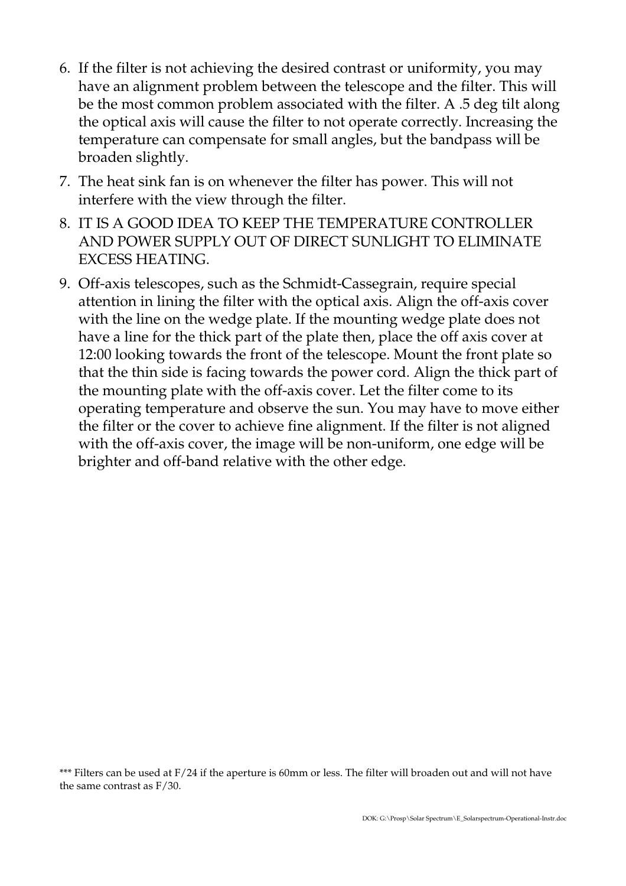6. If the filter is not achieving the desired contrast or uniformity, you may have an alignment problem between the telescope and the filter. This will be the most common problem associated with the filter. A .5 deg tilt along the optical axis will cause the filter to not operate correctly. Increasing the temperature can compensate for small angles, but the bandpass will be broaden slightly.
7. The heat sink fan is on whenever the filter has power. This will not interfere with the view through the filter.
8. IT IS A GOOD IDEA TO KEEP THE TEMPERATURE CONTROLLER AND POWER SUPPLY OUT OF DIRECT SUNLIGHT TO ELIMINATE EXCESS HEATING.
9. Off-axis telescopes, such as the Schmidt-Cassegrain, require special attention in lining the filter with the optical axis. Align the off-axis cover with the line on the wedge plate. If the mounting wedge plate does not have a line for the thick part of the plate then, place the off axis cover at 12:00 looking towards the front of the telescope. Mount the front plate so that the thin side is facing towards the power cord. Align the thick part of the mounting plate with the off-axis cover. Let the filter come to its operating temperature and observe the sun. You may have to move either the filter or the cover to achieve fine alignment. If the filter is not aligned with the off-axis cover, the image will be non-uniform, one edge will be brighter and off-band relative with the other edge.

*** Filters can be used at F/24 if the aperture is 60mm or less. The filter will broaden out and will not have the same contrast as F/30.

DOK: G:\Prosp\Solar Spectrum\E_Solarspectrum-Operational-Instr.doc